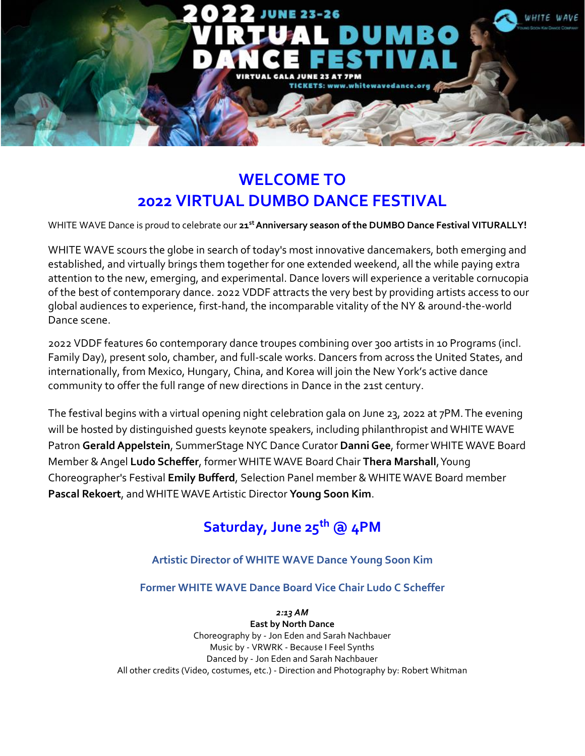# WELCOME TO
# 2022 VIRTUAL DUMBO DANCE FESTIVAL

WHITE WAVE Dance is proud to celebrate our **21st Anniversary season of the DUMBO Dance Festival VITURALLY!**

WHITE WAVE scours the globe in search of today's most innovative dancemakers, both emerging and established, and virtually brings them together for one extended weekend, all the while paying extra attention to the new, emerging, and experimental. Dance lovers will experience a veritable cornucopia of the best of contemporary dance. 2022 VDDF attracts the very best by providing artists access to our global audiences to experience, first-hand, the incomparable vitality of the NY & around-the-world Dance scene.

2022 VDDF features 60 contemporary dance troupes combining over 300 artists in 10 Programs (incl. Family Day), present solo, chamber, and full-scale works. Dancers from across the United States, and internationally, from Mexico, Hungary, China, and Korea will join the New York's active dance community to offer the full range of new directions in Dance in the 21st century.

The festival begins with a virtual opening night celebration gala on June 23, 2022 at 7PM. The evening will be hosted by distinguished guests keynote speakers, including philanthropist and WHITE WAVE Patron **Gerald Appelstein**, SummerStage NYC Dance Curator **Danni Gee**, former WHITE WAVE Board Member & Angel **Ludo Scheffer**, former WHITE WAVE Board Chair **Thera Marshall**, Young Choreographer's Festival **Emily Bufferd**, Selection Panel member & WHITE WAVE Board member **Pascal Rekoert**, and WHITE WAVE Artistic Director **Young Soon Kim**.

## Saturday, June 25th @ 4PM

### Artistic Director of WHITE WAVE Dance Young Soon Kim

### Former WHITE WAVE Dance Board Vice Chair Ludo C Scheffer

***2:13 AM***
**East by North Dance**
Choreography by - Jon Eden and Sarah Nachbauer
Music by - VRWRK - Because I Feel Synths
Danced by - Jon Eden and Sarah Nachbauer
All other credits (Video, costumes, etc.) - Direction and Photography by: Robert Whitman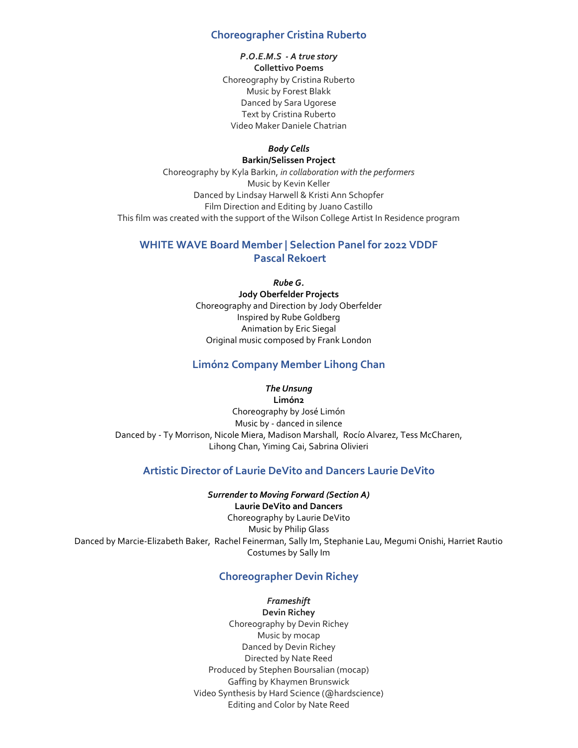## Choreographer Cristina Ruberto

***P.O.E.M.S - A true story***
**Collettivo Poems**
Choreography by Cristina Ruberto
Music by Forest Blakk
Danced by Sara Ugorese
Text by Cristina Ruberto
Video Maker Daniele Chatrian

***Body Cells***
**Barkin/Selissen Project**
Choreography by Kyla Barkin, *in collaboration with the performers*
Music by Kevin Keller
Danced by Lindsay Harwell & Kristi Ann Schopfer
Film Direction and Editing by Juano Castillo
This film was created with the support of the Wilson College Artist In Residence program

## WHITE WAVE Board Member | Selection Panel for 2022 VDDF
## Pascal Rekoert

***Rube G.***
**Jody Oberfelder Projects**
Choreography and Direction by Jody Oberfelder
Inspired by Rube Goldberg
Animation by Eric Siegal
Original music composed by Frank London

## Limón2 Company Member Lihong Chan

***The Unsung***
**Limón2**
Choreography by José Limón
Music by - danced in silence
Danced by - Ty Morrison, Nicole Miera, Madison Marshall, Rocío Alvarez, Tess McCharen, Lihong Chan, Yiming Cai, Sabrina Olivieri

## Artistic Director of Laurie DeVito and Dancers Laurie DeVito

***Surrender to Moving Forward (Section A)***
**Laurie DeVito and Dancers**
Choreography by Laurie DeVito
Music by Philip Glass
Danced by Marcie-Elizabeth Baker, Rachel Feinerman, Sally Im, Stephanie Lau, Megumi Onishi, Harriet Rautio
Costumes by Sally Im

## Choreographer Devin Richey

***Frameshift***
**Devin Richey**
Choreography by Devin Richey
Music by mocap
Danced by Devin Richey
Directed by Nate Reed
Produced by Stephen Boursalian (mocap)
Gaffing by Khaymen Brunswick
Video Synthesis by Hard Science (@hardscience)
Editing and Color by Nate Reed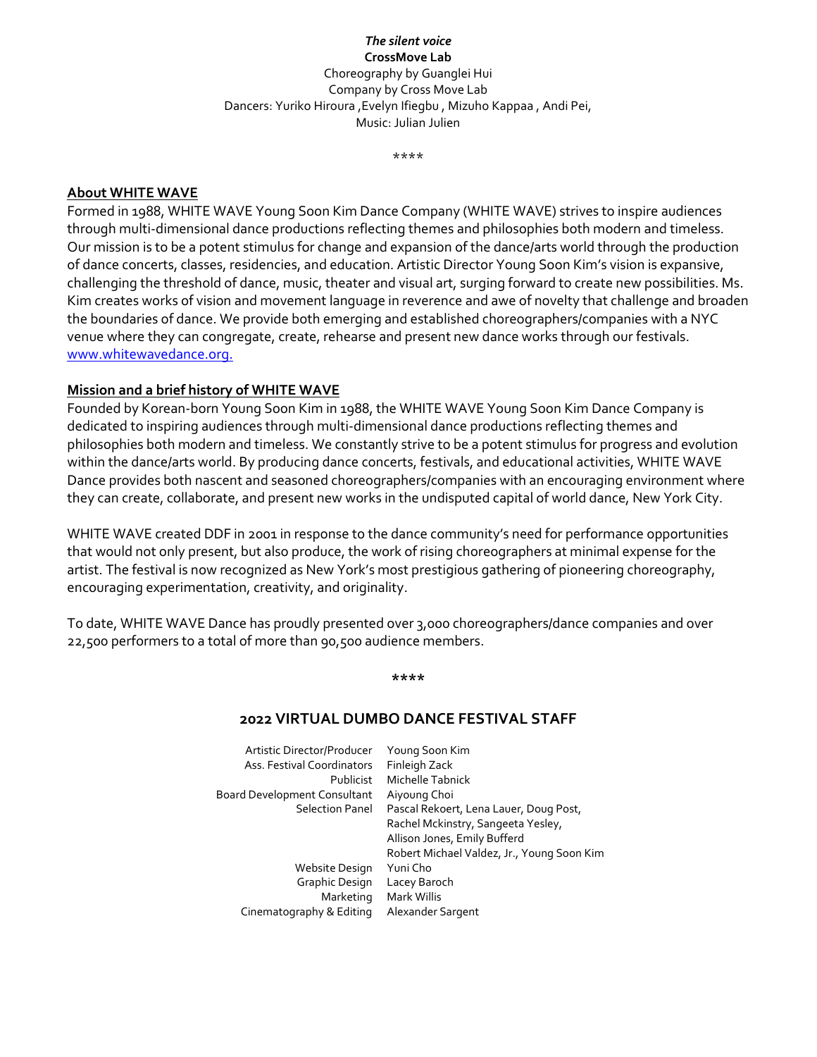***The silent voice***
**CrossMove Lab**
Choreography by Guanglei Hui
Company by Cross Move Lab
Dancers: Yuriko Hiroura ,Evelyn Ifiegbu , Mizuho Kappaa , Andi Pei,
Music: Julian Julien

****

**About WHITE WAVE**

Formed in 1988, WHITE WAVE Young Soon Kim Dance Company (WHITE WAVE) strives to inspire audiences through multi-dimensional dance productions reflecting themes and philosophies both modern and timeless. Our mission is to be a potent stimulus for change and expansion of the dance/arts world through the production of dance concerts, classes, residencies, and education. Artistic Director Young Soon Kim's vision is expansive, challenging the threshold of dance, music, theater and visual art, surging forward to create new possibilities. Ms. Kim creates works of vision and movement language in reverence and awe of novelty that challenge and broaden the boundaries of dance. We provide both emerging and established choreographers/companies with a NYC venue where they can congregate, create, rehearse and present new dance works through our festivals. www.whitewavedance.org.

**Mission and a brief history of WHITE WAVE**

Founded by Korean-born Young Soon Kim in 1988, the WHITE WAVE Young Soon Kim Dance Company is dedicated to inspiring audiences through multi-dimensional dance productions reflecting themes and philosophies both modern and timeless. We constantly strive to be a potent stimulus for progress and evolution within the dance/arts world. By producing dance concerts, festivals, and educational activities, WHITE WAVE Dance provides both nascent and seasoned choreographers/companies with an encouraging environment where they can create, collaborate, and present new works in the undisputed capital of world dance, New York City.

WHITE WAVE created DDF in 2001 in response to the dance community's need for performance opportunities that would not only present, but also produce, the work of rising choreographers at minimal expense for the artist. The festival is now recognized as New York's most prestigious gathering of pioneering choreography, encouraging experimentation, creativity, and originality.

To date, WHITE WAVE Dance has proudly presented over 3,000 choreographers/dance companies and over 22,500 performers to a total of more than 90,500 audience members.

****

## 2022 VIRTUAL DUMBO DANCE FESTIVAL STAFF

| | |
|---|---|
| Artistic Director/Producer | Young Soon Kim |
| Ass. Festival Coordinators | Finleigh Zack |
| Publicist | Michelle Tabnick |
| Board Development Consultant | Aiyoung Choi |
| Selection Panel | Pascal Rekoert, Lena Lauer, Doug Post, Rachel Mckinstry, Sangeeta Yesley, Allison Jones, Emily Bufferd Robert Michael Valdez, Jr., Young Soon Kim |
| Website Design | Yuni Cho |
| Graphic Design | Lacey Baroch |
| Marketing | Mark Willis |
| Cinematography & Editing | Alexander Sargent |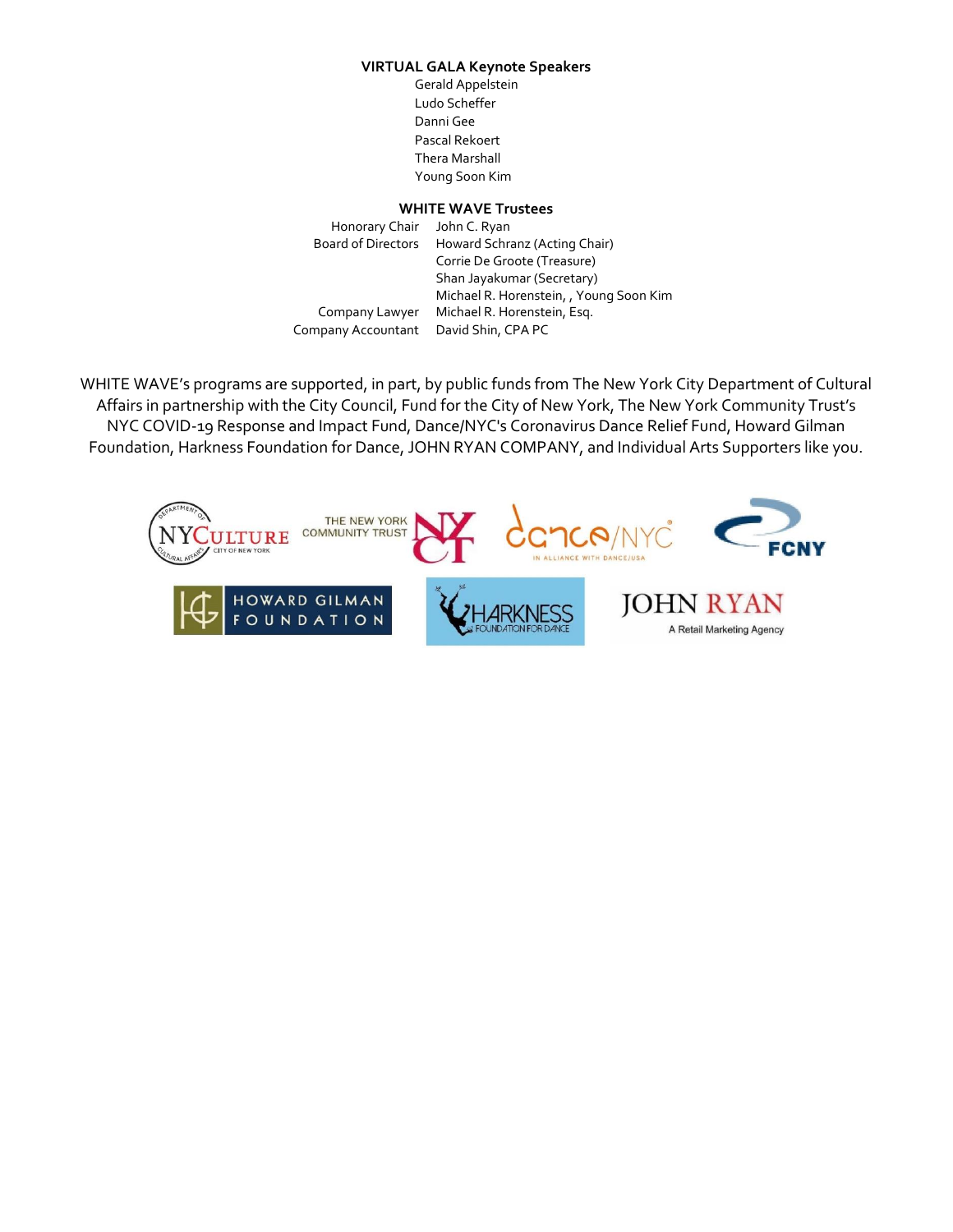**VIRTUAL GALA Keynote Speakers**

Gerald Appelstein
Ludo Scheffer
Danni Gee
Pascal Rekoert
Thera Marshall
Young Soon Kim

**WHITE WAVE Trustees**

| | |
|---|---|
| Honorary Chair | John C. Ryan |
| Board of Directors | Howard Schranz (Acting Chair) |
| | Corrie De Groote (Treasure) |
| | Shan Jayakumar (Secretary) |
| | Michael R. Horenstein, , Young Soon Kim |
| Company Lawyer | Michael R. Horenstein, Esq. |
| Company Accountant | David Shin, CPA PC |

WHITE WAVE's programs are supported, in part, by public funds from The New York City Department of Cultural Affairs in partnership with the City Council, Fund for the City of New York, The New York Community Trust's NYC COVID-19 Response and Impact Fund, Dance/NYC's Coronavirus Dance Relief Fund, Howard Gilman Foundation, Harkness Foundation for Dance, JOHN RYAN COMPANY, and Individual Arts Supporters like you.